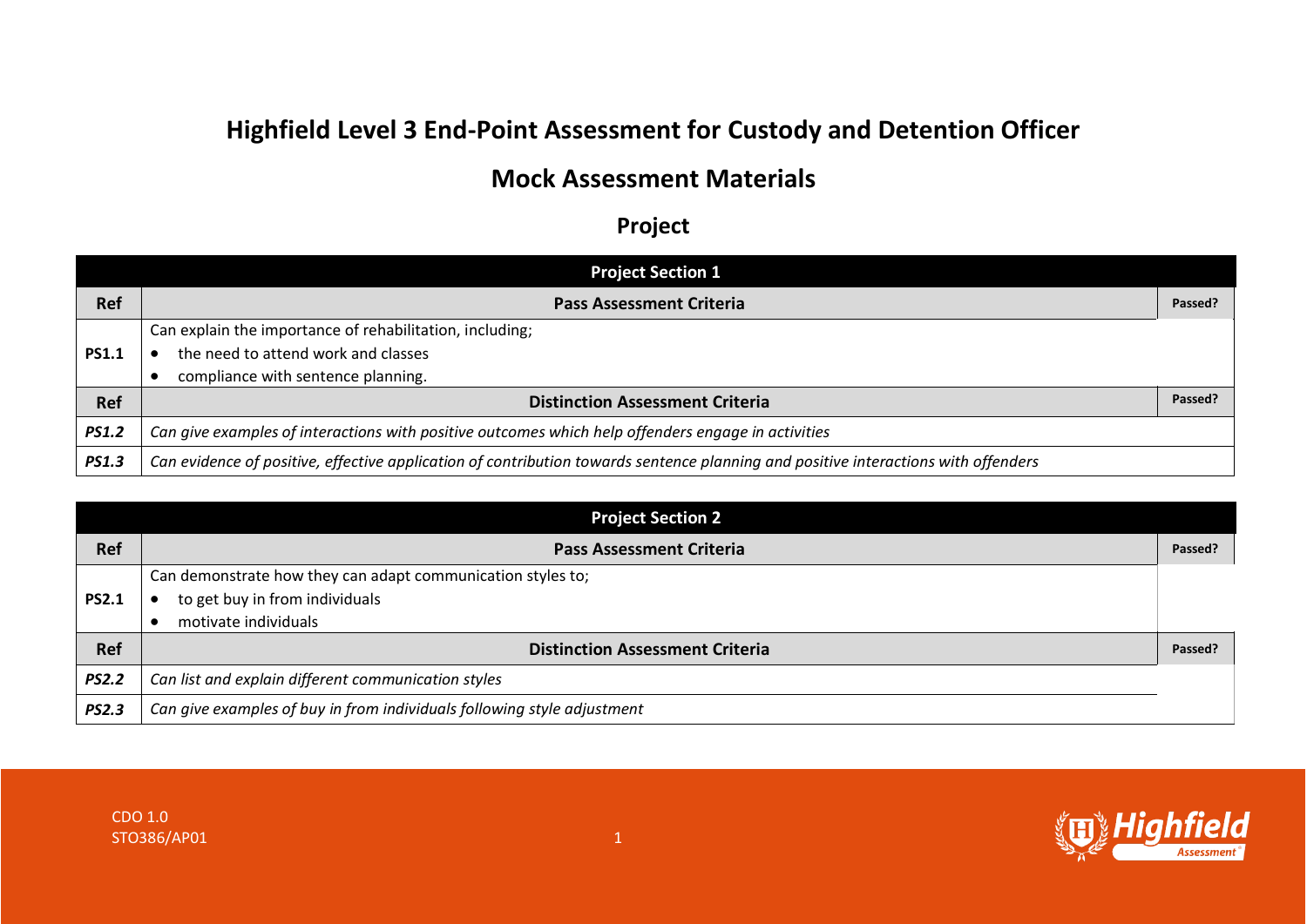# Highfield Level 3 End-Point Assessment for Custody and Detention Officer

## Mock Assessment Materials

### Project

| Project Section 1 | | |
|---|---|---|
| **Ref** | **Pass Assessment Criteria** | **Passed?** |
| **PS1.1** | Can explain the importance of rehabilitation, including;<br>• the need to attend work and classes<br>• compliance with sentence planning. | |
| **Ref** | **Distinction Assessment Criteria** | **Passed?** |
| ***PS1.2*** | *Can give examples of interactions with positive outcomes which help offenders engage in activities* | |
| ***PS1.3*** | *Can evidence of positive, effective application of contribution towards sentence planning and positive interactions with offenders* | |

| Project Section 2 | | |
|---|---|---|
| **Ref** | **Pass Assessment Criteria** | **Passed?** |
| **PS2.1** | Can demonstrate how they can adapt communication styles to;<br>• to get buy in from individuals<br>• motivate individuals | |
| **Ref** | **Distinction Assessment Criteria** | **Passed?** |
| ***PS2.2*** | *Can list and explain different communication styles* | |
| ***PS2.3*** | *Can give examples of buy in from individuals following style adjustment* | |

CDO 1.0
STO386/AP01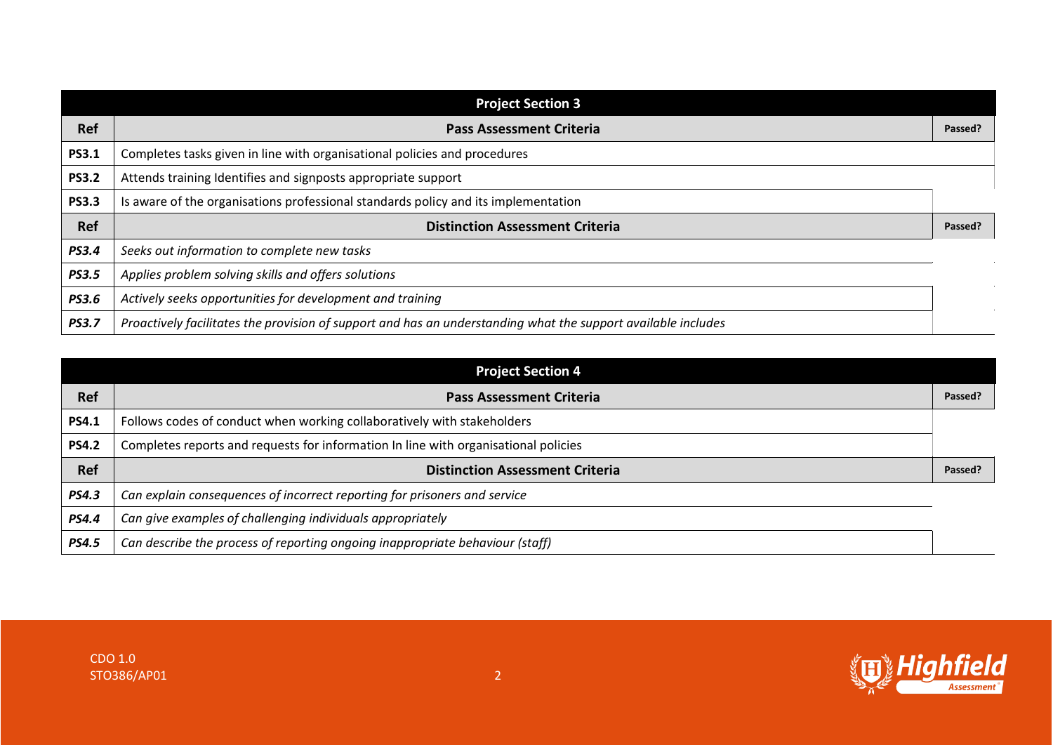| Project Section 3 | | |
|---|---|---|
| **Ref** | **Pass Assessment Criteria** | **Passed?** |
| **PS3.1** | Completes tasks given in line with organisational policies and procedures | |
| **PS3.2** | Attends training Identifies and signposts appropriate support | |
| **PS3.3** | Is aware of the organisations professional standards policy and its implementation | |
| **Ref** | **Distinction Assessment Criteria** | **Passed?** |
| ***PS3.4*** | *Seeks out information to complete new tasks* | |
| ***PS3.5*** | *Applies problem solving skills and offers solutions* | |
| ***PS3.6*** | *Actively seeks opportunities for development and training* | |
| ***PS3.7*** | *Proactively facilitates the provision of support and has an understanding what the support available includes* | |

| Project Section 4 | | |
|---|---|---|
| **Ref** | **Pass Assessment Criteria** | **Passed?** |
| **PS4.1** | Follows codes of conduct when working collaboratively with stakeholders | |
| **PS4.2** | Completes reports and requests for information In line with organisational policies | |
| **Ref** | **Distinction Assessment Criteria** | **Passed?** |
| ***PS4.3*** | *Can explain consequences of incorrect reporting for prisoners and service* | |
| ***PS4.4*** | *Can give examples of challenging individuals appropriately* | |
| ***PS4.5*** | *Can describe the process of reporting ongoing inappropriate behaviour (staff)* | |

CDO 1.0
STO386/AP01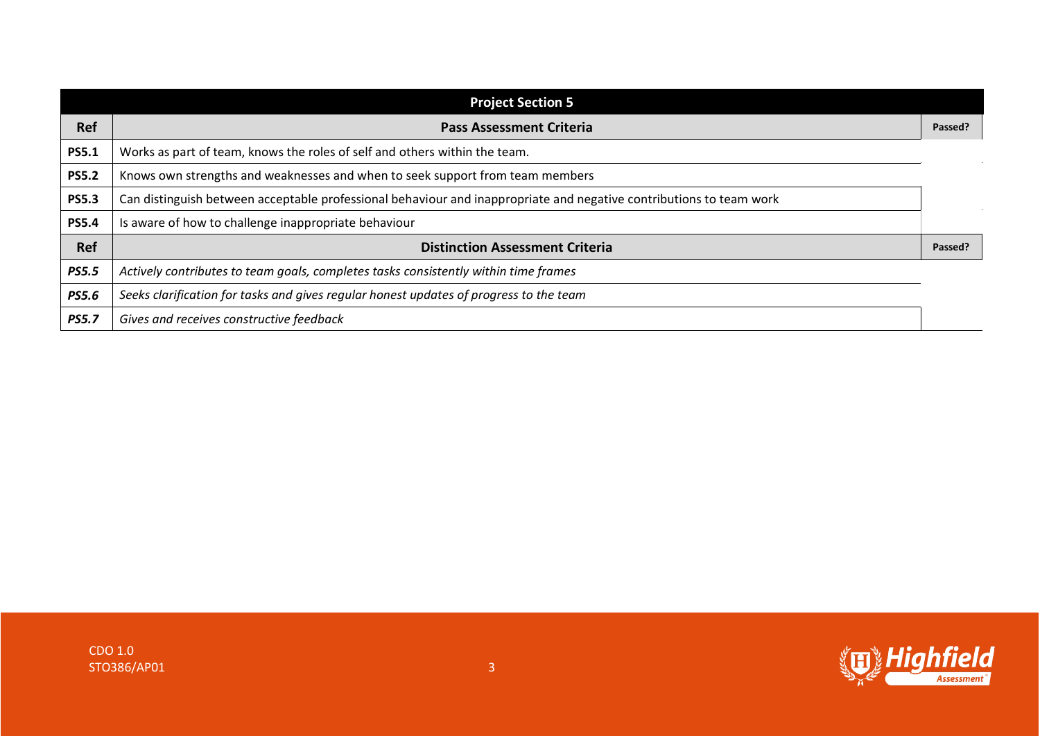| Project Section 5 | | |
|---|---|---|
| **Ref** | **Pass Assessment Criteria** | **Passed?** |
| **PS5.1** | Works as part of team, knows the roles of self and others within the team. | |
| **PS5.2** | Knows own strengths and weaknesses and when to seek support from team members | |
| **PS5.3** | Can distinguish between acceptable professional behaviour and inappropriate and negative contributions to team work | |
| **PS5.4** | Is aware of how to challenge inappropriate behaviour | |
| **Ref** | **Distinction Assessment Criteria** | **Passed?** |
| ***PS5.5*** | *Actively contributes to team goals, completes tasks consistently within time frames* | |
| ***PS5.6*** | *Seeks clarification for tasks and gives regular honest updates of progress to the team* | |
| ***PS5.7*** | *Gives and receives constructive feedback* | |